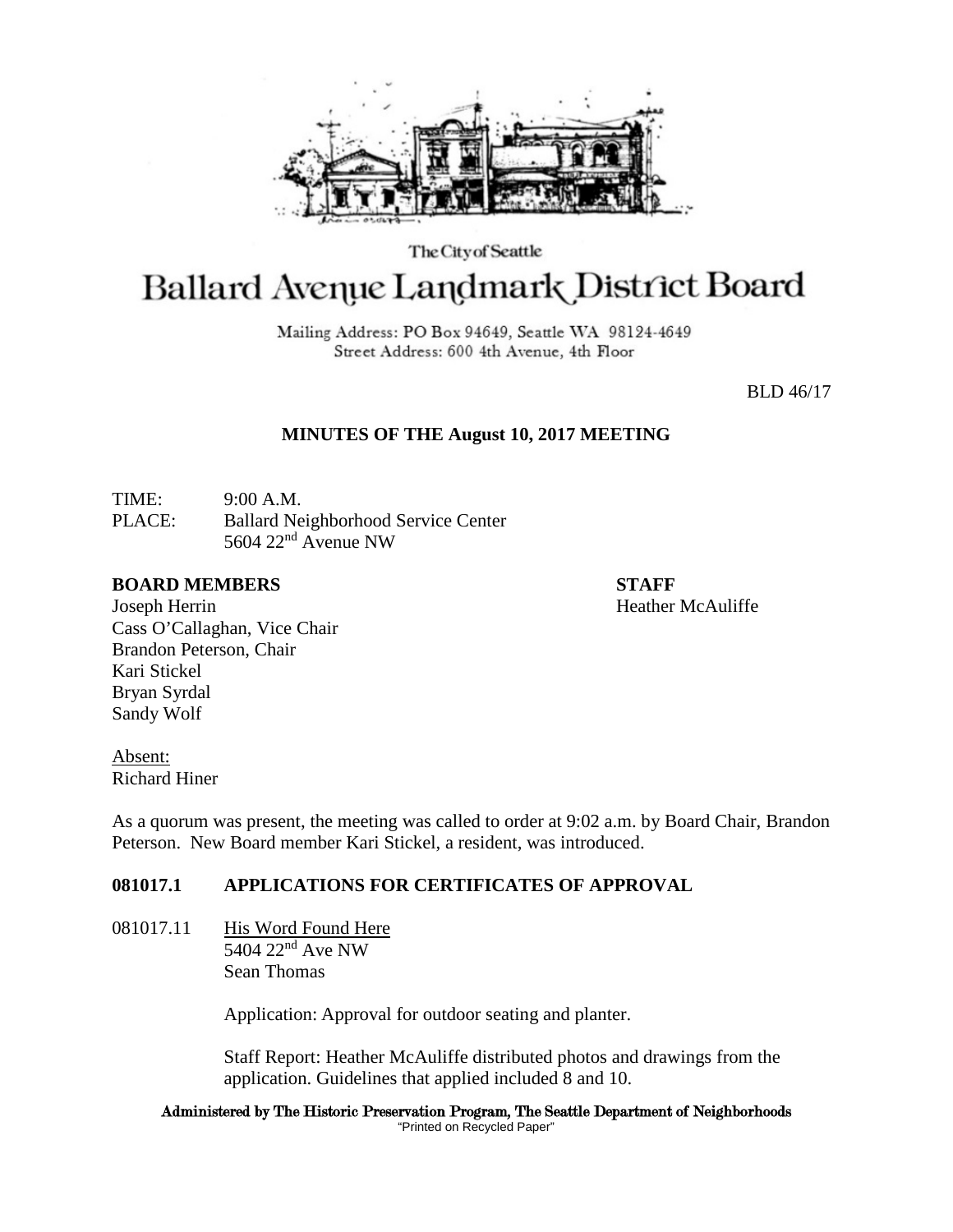The City of Seattle

# Ballard Avenue Landmark District Board

Mailing Address: PO Box 94649, Seattle WA 98124-4649
Street Address: 600 4th Avenue, 4th Floor

BLD 46/17

**MINUTES OF THE August 10, 2017 MEETING**

TIME: 9:00 A.M.
PLACE: Ballard Neighborhood Service Center
5604 22nd Avenue NW

**BOARD MEMBERS**
Joseph Herrin
Cass O'Callaghan, Vice Chair
Brandon Peterson, Chair
Kari Stickel
Bryan Syrdal
Sandy Wolf

**STAFF**
Heather McAuliffe

Absent:
Richard Hiner

As a quorum was present, the meeting was called to order at 9:02 a.m. by Board Chair, Brandon Peterson. New Board member Kari Stickel, a resident, was introduced.

## 081017.1 APPLICATIONS FOR CERTIFICATES OF APPROVAL

081017.11 His Word Found Here
5404 22nd Ave NW
Sean Thomas

Application: Approval for outdoor seating and planter.

Staff Report: Heather McAuliffe distributed photos and drawings from the application. Guidelines that applied included 8 and 10.

Administered by The Historic Preservation Program, The Seattle Department of Neighborhoods
"Printed on Recycled Paper"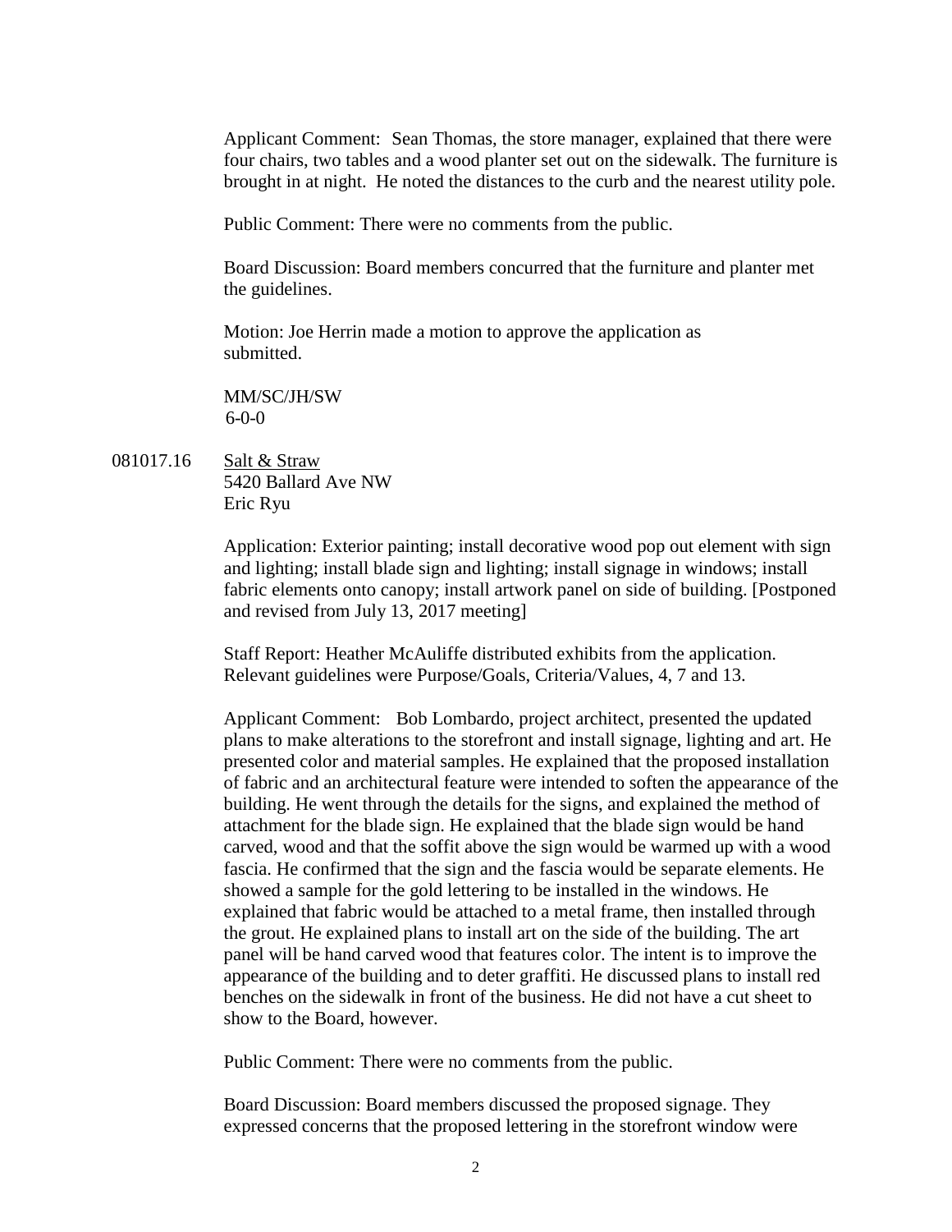Applicant Comment: Sean Thomas, the store manager, explained that there were four chairs, two tables and a wood planter set out on the sidewalk. The furniture is brought in at night. He noted the distances to the curb and the nearest utility pole.

Public Comment: There were no comments from the public.

Board Discussion: Board members concurred that the furniture and planter met the guidelines.

Motion: Joe Herrin made a motion to approve the application as submitted.

MM/SC/JH/SW
6-0-0

081017.16 Salt & Straw
5420 Ballard Ave NW
Eric Ryu

Application: Exterior painting; install decorative wood pop out element with sign and lighting; install blade sign and lighting; install signage in windows; install fabric elements onto canopy; install artwork panel on side of building. [Postponed and revised from July 13, 2017 meeting]

Staff Report: Heather McAuliffe distributed exhibits from the application. Relevant guidelines were Purpose/Goals, Criteria/Values, 4, 7 and 13.

Applicant Comment: Bob Lombardo, project architect, presented the updated plans to make alterations to the storefront and install signage, lighting and art. He presented color and material samples. He explained that the proposed installation of fabric and an architectural feature were intended to soften the appearance of the building. He went through the details for the signs, and explained the method of attachment for the blade sign. He explained that the blade sign would be hand carved, wood and that the soffit above the sign would be warmed up with a wood fascia. He confirmed that the sign and the fascia would be separate elements. He showed a sample for the gold lettering to be installed in the windows. He explained that fabric would be attached to a metal frame, then installed through the grout. He explained plans to install art on the side of the building. The art panel will be hand carved wood that features color. The intent is to improve the appearance of the building and to deter graffiti. He discussed plans to install red benches on the sidewalk in front of the business. He did not have a cut sheet to show to the Board, however.

Public Comment: There were no comments from the public.

Board Discussion: Board members discussed the proposed signage. They expressed concerns that the proposed lettering in the storefront window were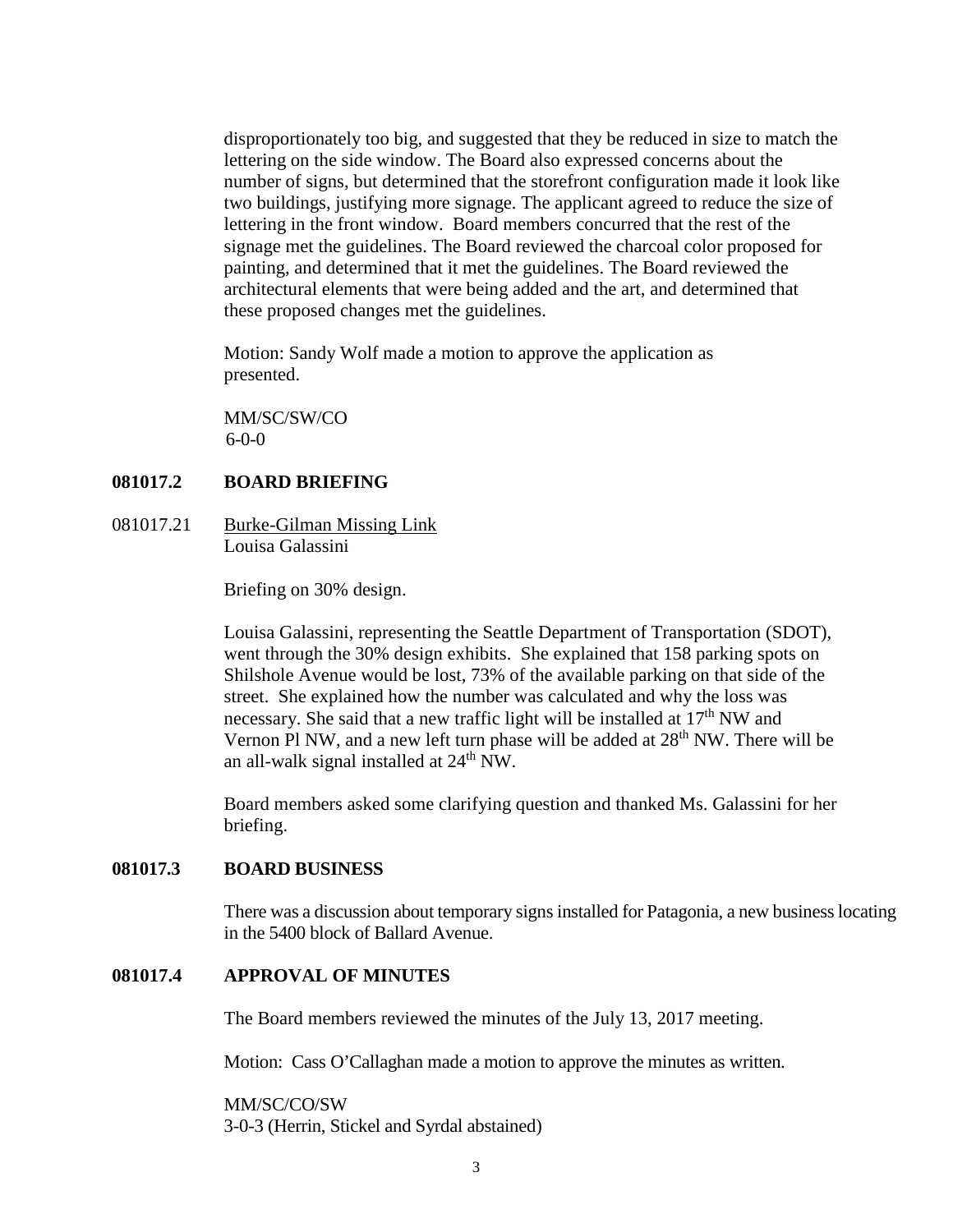disproportionately too big, and suggested that they be reduced in size to match the lettering on the side window. The Board also expressed concerns about the number of signs, but determined that the storefront configuration made it look like two buildings, justifying more signage. The applicant agreed to reduce the size of lettering in the front window. Board members concurred that the rest of the signage met the guidelines. The Board reviewed the charcoal color proposed for painting, and determined that it met the guidelines. The Board reviewed the architectural elements that were being added and the art, and determined that these proposed changes met the guidelines.

Motion: Sandy Wolf made a motion to approve the application as presented.

MM/SC/SW/CO
6-0-0

## 081017.2 BOARD BRIEFING

081017.21 Burke-Gilman Missing Link
Louisa Galassini

Briefing on 30% design.

Louisa Galassini, representing the Seattle Department of Transportation (SDOT), went through the 30% design exhibits. She explained that 158 parking spots on Shilshole Avenue would be lost, 73% of the available parking on that side of the street. She explained how the number was calculated and why the loss was necessary. She said that a new traffic light will be installed at 17th NW and Vernon Pl NW, and a new left turn phase will be added at 28th NW. There will be an all-walk signal installed at 24th NW.

Board members asked some clarifying question and thanked Ms. Galassini for her briefing.

## 081017.3 BOARD BUSINESS

There was a discussion about temporary signs installed for Patagonia, a new business locating in the 5400 block of Ballard Avenue.

## 081017.4 APPROVAL OF MINUTES

The Board members reviewed the minutes of the July 13, 2017 meeting.

Motion: Cass O'Callaghan made a motion to approve the minutes as written.

MM/SC/CO/SW
3-0-3 (Herrin, Stickel and Syrdal abstained)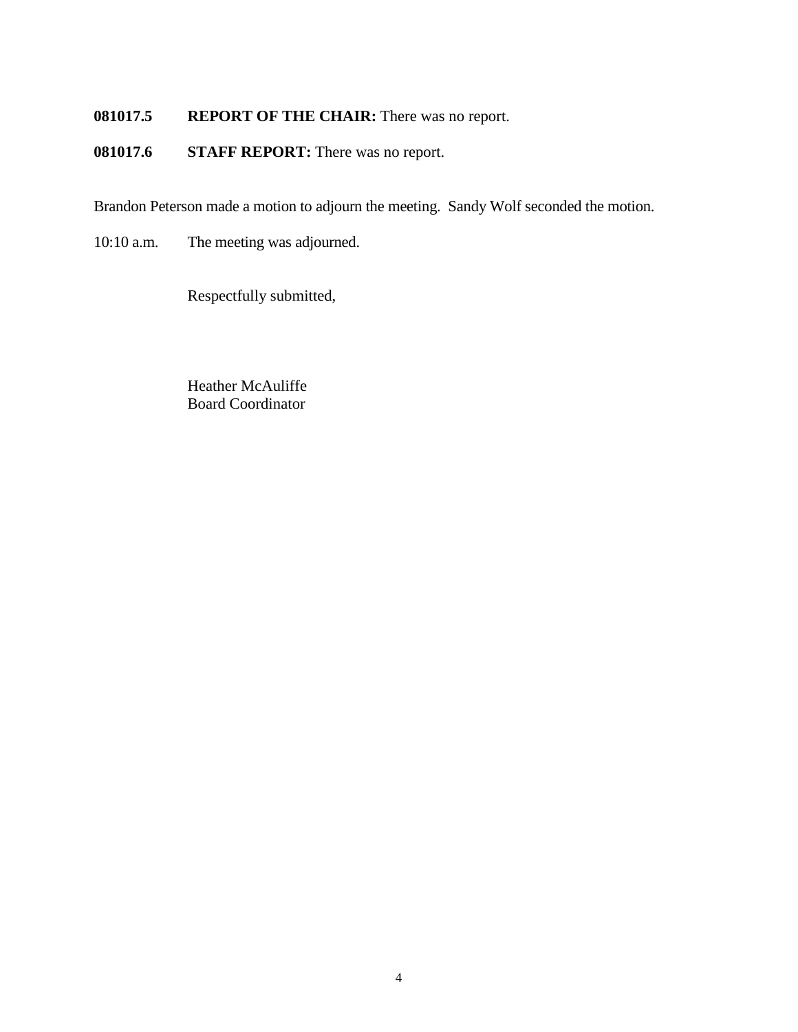**081017.5 REPORT OF THE CHAIR:** There was no report.

**081017.6 STAFF REPORT:** There was no report.

Brandon Peterson made a motion to adjourn the meeting. Sandy Wolf seconded the motion.

10:10 a.m. The meeting was adjourned.

Respectfully submitted,

Heather McAuliffe
Board Coordinator